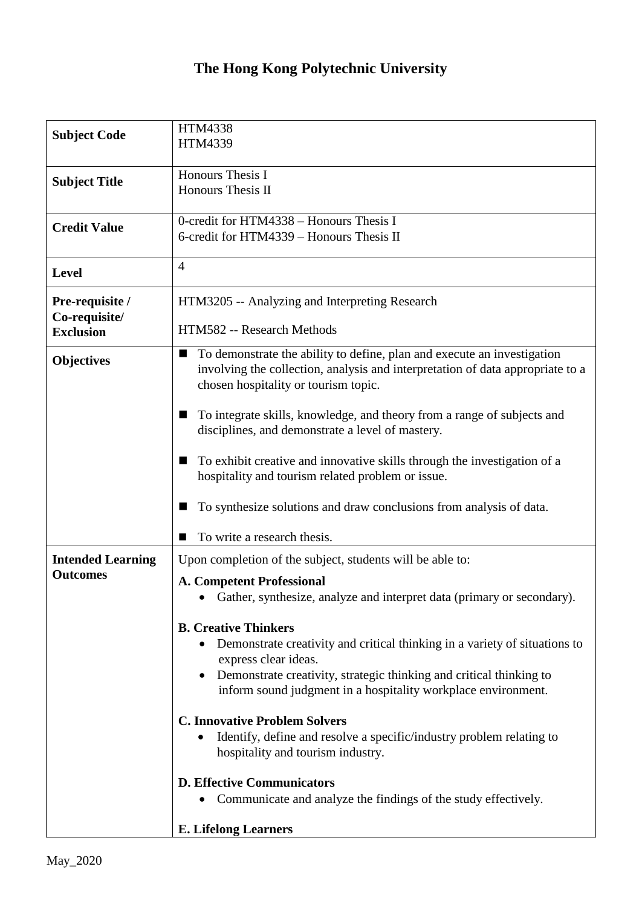# The Hong Kong Polytechnic University

| | |
|---|---|
| **Subject Code** | HTM4338<br>HTM4339 |
| **Subject Title** | Honours Thesis I<br>Honours Thesis II |
| **Credit Value** | 0-credit for HTM4338 – Honours Thesis I<br>6-credit for HTM4339 – Honours Thesis II |
| **Level** | 4 |
| **Pre-requisite / Co-requisite/ Exclusion** | HTM3205 -- Analyzing and Interpreting Research<br><br>HTM582 -- Research Methods |
| **Objectives** | ■ To demonstrate the ability to define, plan and execute an investigation involving the collection, analysis and interpretation of data appropriate to a chosen hospitality or tourism topic.<br><br>■ To integrate skills, knowledge, and theory from a range of subjects and disciplines, and demonstrate a level of mastery.<br><br>■ To exhibit creative and innovative skills through the investigation of a hospitality and tourism related problem or issue.<br><br>■ To synthesize solutions and draw conclusions from analysis of data.<br><br>■ To write a research thesis. |
| **Intended Learning Outcomes** | Upon completion of the subject, students will be able to:<br><br>**A. Competent Professional**<br>• Gather, synthesize, analyze and interpret data (primary or secondary).<br><br>**B. Creative Thinkers**<br>• Demonstrate creativity and critical thinking in a variety of situations to express clear ideas.<br>• Demonstrate creativity, strategic thinking and critical thinking to inform sound judgment in a hospitality workplace environment.<br><br>**C. Innovative Problem Solvers**<br>• Identify, define and resolve a specific/industry problem relating to hospitality and tourism industry.<br><br>**D. Effective Communicators**<br>• Communicate and analyze the findings of the study effectively.<br><br>**E. Lifelong Learners** |

May_2020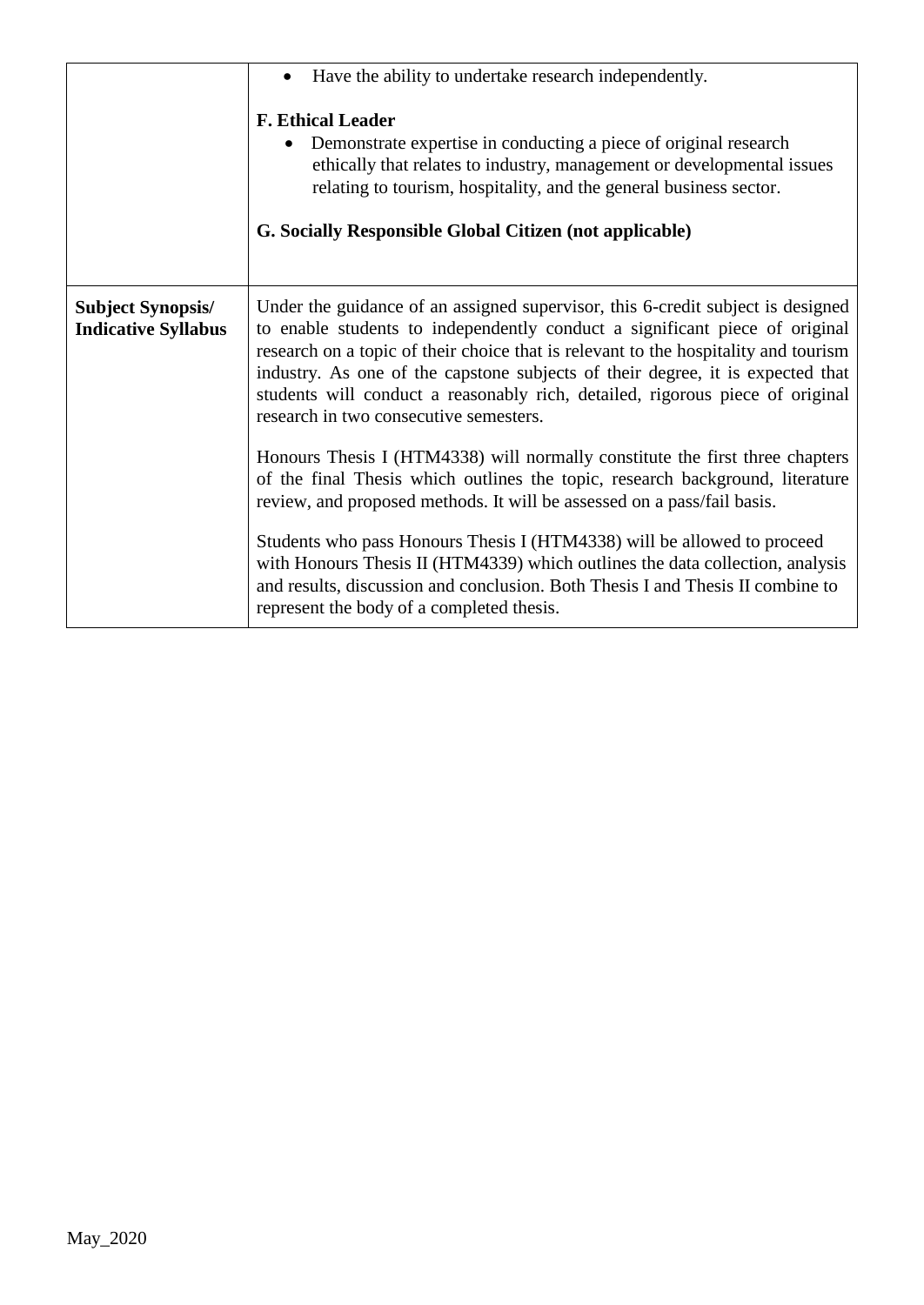| | |
|---|---|
| | • Have the ability to undertake research independently.<br><br>**F. Ethical Leader**<br>• Demonstrate expertise in conducting a piece of original research ethically that relates to industry, management or developmental issues relating to tourism, hospitality, and the general business sector.<br><br>**G. Socially Responsible Global Citizen (not applicable)** |
| **Subject Synopsis/ Indicative Syllabus** | Under the guidance of an assigned supervisor, this 6-credit subject is designed to enable students to independently conduct a significant piece of original research on a topic of their choice that is relevant to the hospitality and tourism industry. As one of the capstone subjects of their degree, it is expected that students will conduct a reasonably rich, detailed, rigorous piece of original research in two consecutive semesters.<br><br>Honours Thesis I (HTM4338) will normally constitute the first three chapters of the final Thesis which outlines the topic, research background, literature review, and proposed methods. It will be assessed on a pass/fail basis.<br><br>Students who pass Honours Thesis I (HTM4338) will be allowed to proceed with Honours Thesis II (HTM4339) which outlines the data collection, analysis and results, discussion and conclusion. Both Thesis I and Thesis II combine to represent the body of a completed thesis. |